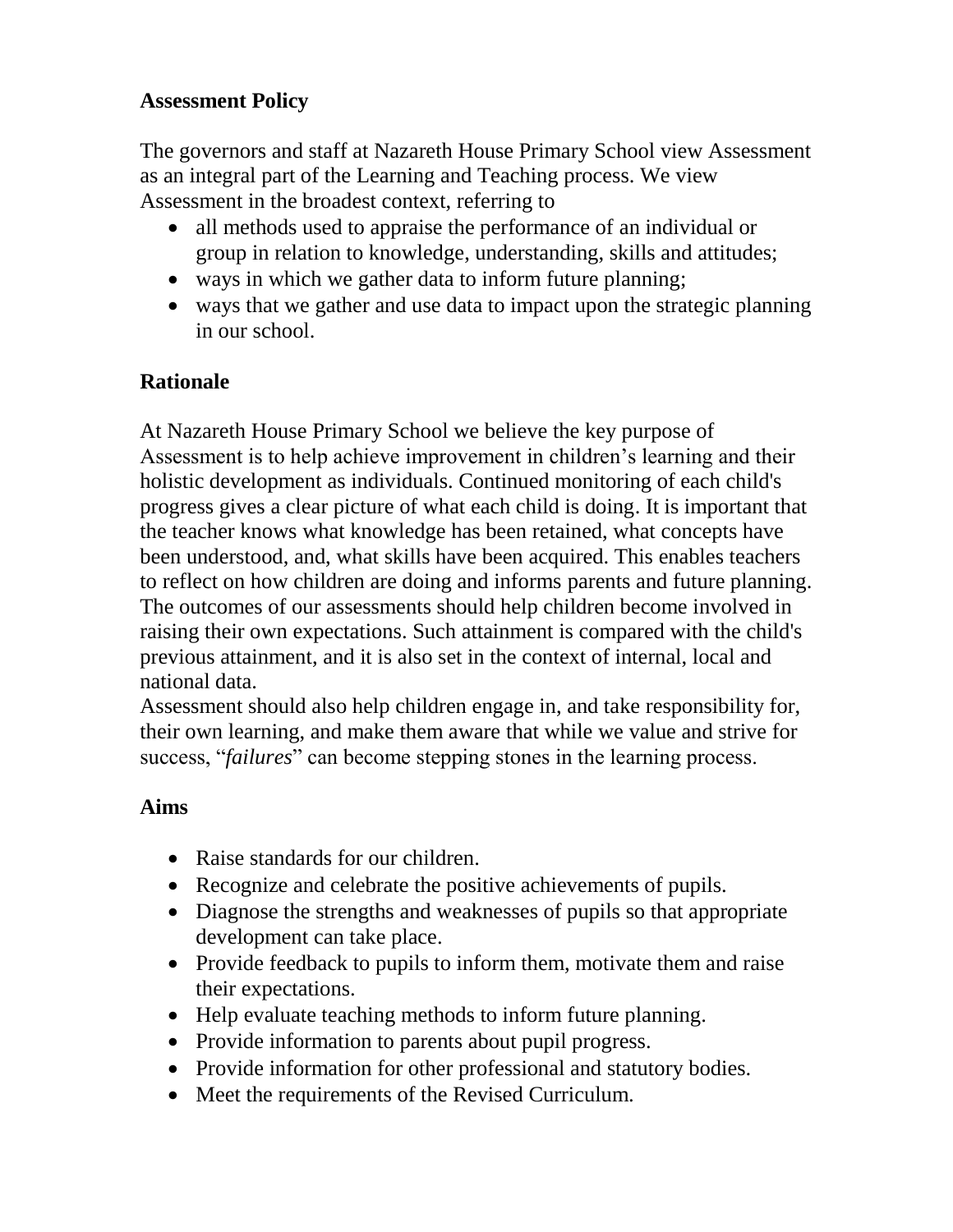**Assessment Policy**

The governors and staff at Nazareth House Primary School view Assessment as an integral part of the Learning and Teaching process. We view Assessment in the broadest context, referring to

- all methods used to appraise the performance of an individual or group in relation to knowledge, understanding, skills and attitudes;
- ways in which we gather data to inform future planning;
- ways that we gather and use data to impact upon the strategic planning in our school.

## Rationale

At Nazareth House Primary School we believe the key purpose of Assessment is to help achieve improvement in children's learning and their holistic development as individuals. Continued monitoring of each child's progress gives a clear picture of what each child is doing. It is important that the teacher knows what knowledge has been retained, what concepts have been understood, and, what skills have been acquired. This enables teachers to reflect on how children are doing and informs parents and future planning. The outcomes of our assessments should help children become involved in raising their own expectations. Such attainment is compared with the child's previous attainment, and it is also set in the context of internal, local and national data.

Assessment should also help children engage in, and take responsibility for, their own learning, and make them aware that while we value and strive for success, "*failures*" can become stepping stones in the learning process.

## Aims

- Raise standards for our children.
- Recognize and celebrate the positive achievements of pupils.
- Diagnose the strengths and weaknesses of pupils so that appropriate development can take place.
- Provide feedback to pupils to inform them, motivate them and raise their expectations.
- Help evaluate teaching methods to inform future planning.
- Provide information to parents about pupil progress.
- Provide information for other professional and statutory bodies.
- Meet the requirements of the Revised Curriculum.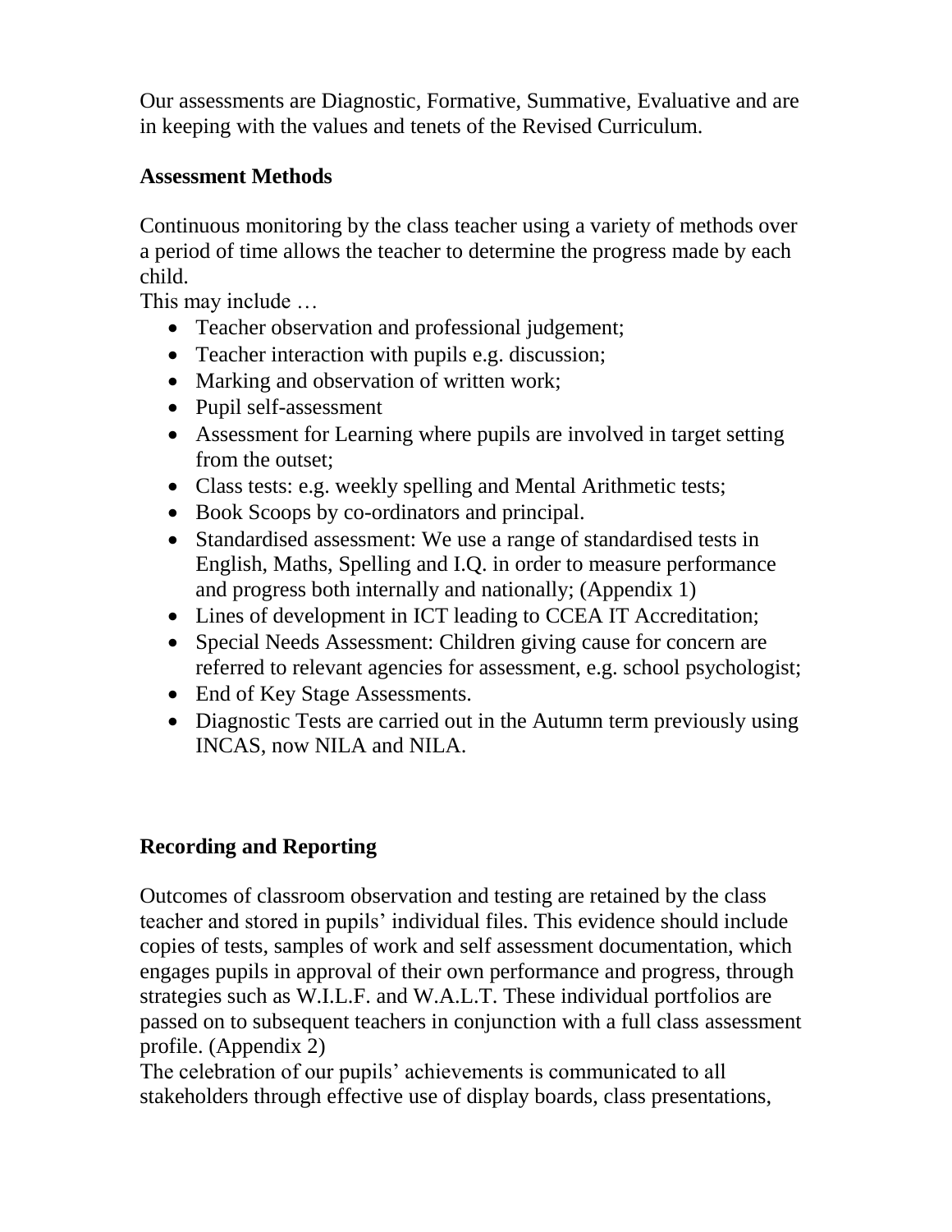Our assessments are Diagnostic, Formative, Summative, Evaluative and are in keeping with the values and tenets of the Revised Curriculum.

**Assessment Methods**

Continuous monitoring by the class teacher using a variety of methods over a period of time allows the teacher to determine the progress made by each child.

This may include …

- Teacher observation and professional judgement;
- Teacher interaction with pupils e.g. discussion;
- Marking and observation of written work;
- Pupil self-assessment
- Assessment for Learning where pupils are involved in target setting from the outset;
- Class tests: e.g. weekly spelling and Mental Arithmetic tests;
- Book Scoops by co-ordinators and principal.
- Standardised assessment: We use a range of standardised tests in English, Maths, Spelling and I.Q. in order to measure performance and progress both internally and nationally; (Appendix 1)
- Lines of development in ICT leading to CCEA IT Accreditation;
- Special Needs Assessment: Children giving cause for concern are referred to relevant agencies for assessment, e.g. school psychologist;
- End of Key Stage Assessments.
- Diagnostic Tests are carried out in the Autumn term previously using INCAS, now NILA and NILA.

**Recording and Reporting**

Outcomes of classroom observation and testing are retained by the class teacher and stored in pupils' individual files. This evidence should include copies of tests, samples of work and self assessment documentation, which engages pupils in approval of their own performance and progress, through strategies such as W.I.L.F. and W.A.L.T. These individual portfolios are passed on to subsequent teachers in conjunction with a full class assessment profile. (Appendix 2)

The celebration of our pupils' achievements is communicated to all stakeholders through effective use of display boards, class presentations,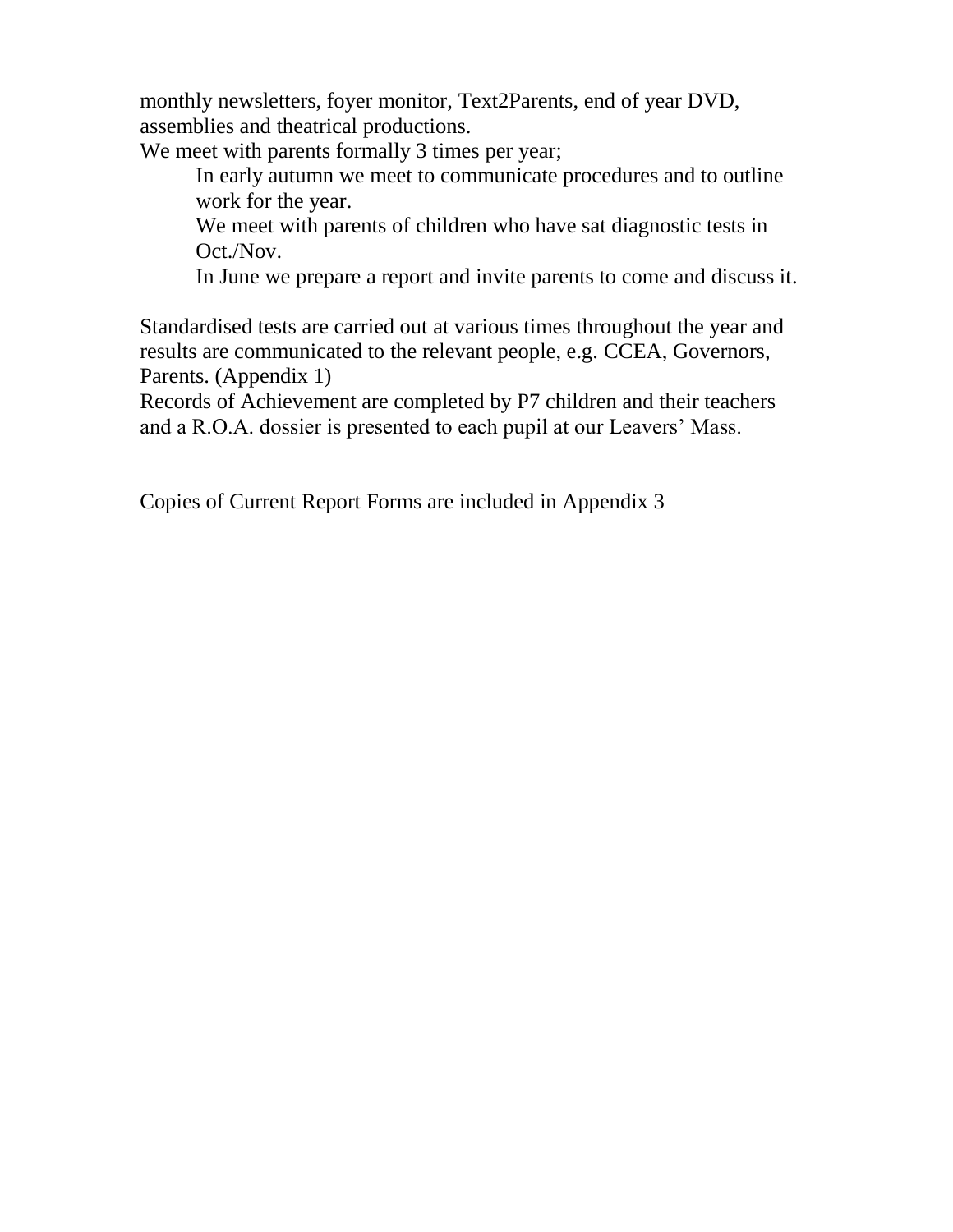monthly newsletters, foyer monitor, Text2Parents, end of year DVD, assemblies and theatrical productions.

We meet with parents formally 3 times per year;

> In early autumn we meet to communicate procedures and to outline work for the year.
>
> We meet with parents of children who have sat diagnostic tests in Oct./Nov.
>
> In June we prepare a report and invite parents to come and discuss it.

Standardised tests are carried out at various times throughout the year and results are communicated to the relevant people, e.g. CCEA, Governors, Parents. (Appendix 1)

Records of Achievement are completed by P7 children and their teachers and a R.O.A. dossier is presented to each pupil at our Leavers' Mass.

Copies of Current Report Forms are included in Appendix 3